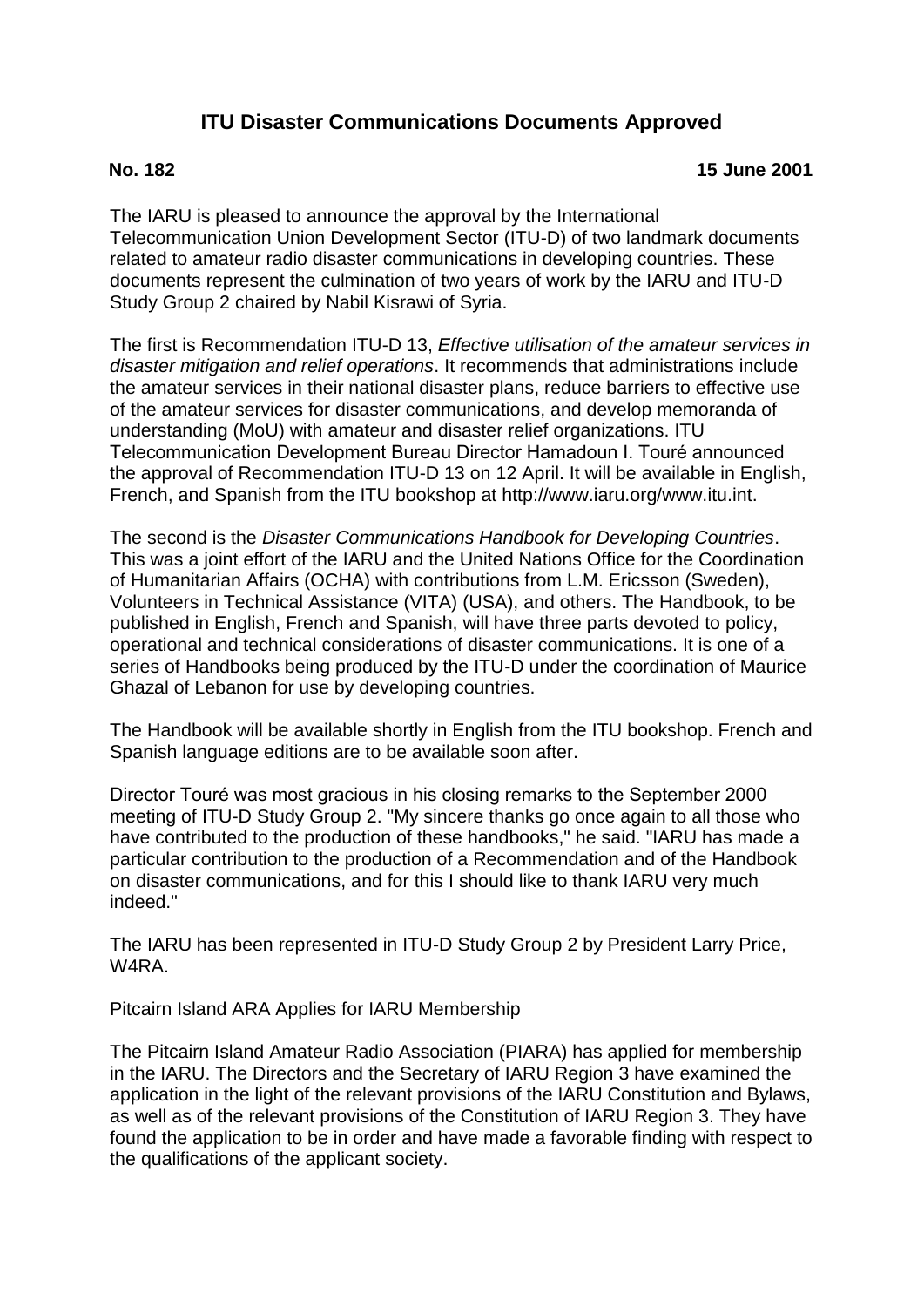# ITU Disaster Communications Documents Approved

**No. 182** **15 June 2001**

The IARU is pleased to announce the approval by the International Telecommunication Union Development Sector (ITU-D) of two landmark documents related to amateur radio disaster communications in developing countries. These documents represent the culmination of two years of work by the IARU and ITU-D Study Group 2 chaired by Nabil Kisrawi of Syria.

The first is Recommendation ITU-D 13, *Effective utilisation of the amateur services in disaster mitigation and relief operations*. It recommends that administrations include the amateur services in their national disaster plans, reduce barriers to effective use of the amateur services for disaster communications, and develop memoranda of understanding (MoU) with amateur and disaster relief organizations. ITU Telecommunication Development Bureau Director Hamadoun I. Touré announced the approval of Recommendation ITU-D 13 on 12 April. It will be available in English, French, and Spanish from the ITU bookshop at http://www.iaru.org/www.itu.int.

The second is the *Disaster Communications Handbook for Developing Countries*. This was a joint effort of the IARU and the United Nations Office for the Coordination of Humanitarian Affairs (OCHA) with contributions from L.M. Ericsson (Sweden), Volunteers in Technical Assistance (VITA) (USA), and others. The Handbook, to be published in English, French and Spanish, will have three parts devoted to policy, operational and technical considerations of disaster communications. It is one of a series of Handbooks being produced by the ITU-D under the coordination of Maurice Ghazal of Lebanon for use by developing countries.

The Handbook will be available shortly in English from the ITU bookshop. French and Spanish language editions are to be available soon after.

Director Touré was most gracious in his closing remarks to the September 2000 meeting of ITU-D Study Group 2. "My sincere thanks go once again to all those who have contributed to the production of these handbooks," he said. "IARU has made a particular contribution to the production of a Recommendation and of the Handbook on disaster communications, and for this I should like to thank IARU very much indeed."

The IARU has been represented in ITU-D Study Group 2 by President Larry Price, W4RA.

Pitcairn Island ARA Applies for IARU Membership

The Pitcairn Island Amateur Radio Association (PIARA) has applied for membership in the IARU. The Directors and the Secretary of IARU Region 3 have examined the application in the light of the relevant provisions of the IARU Constitution and Bylaws, as well as of the relevant provisions of the Constitution of IARU Region 3. They have found the application to be in order and have made a favorable finding with respect to the qualifications of the applicant society.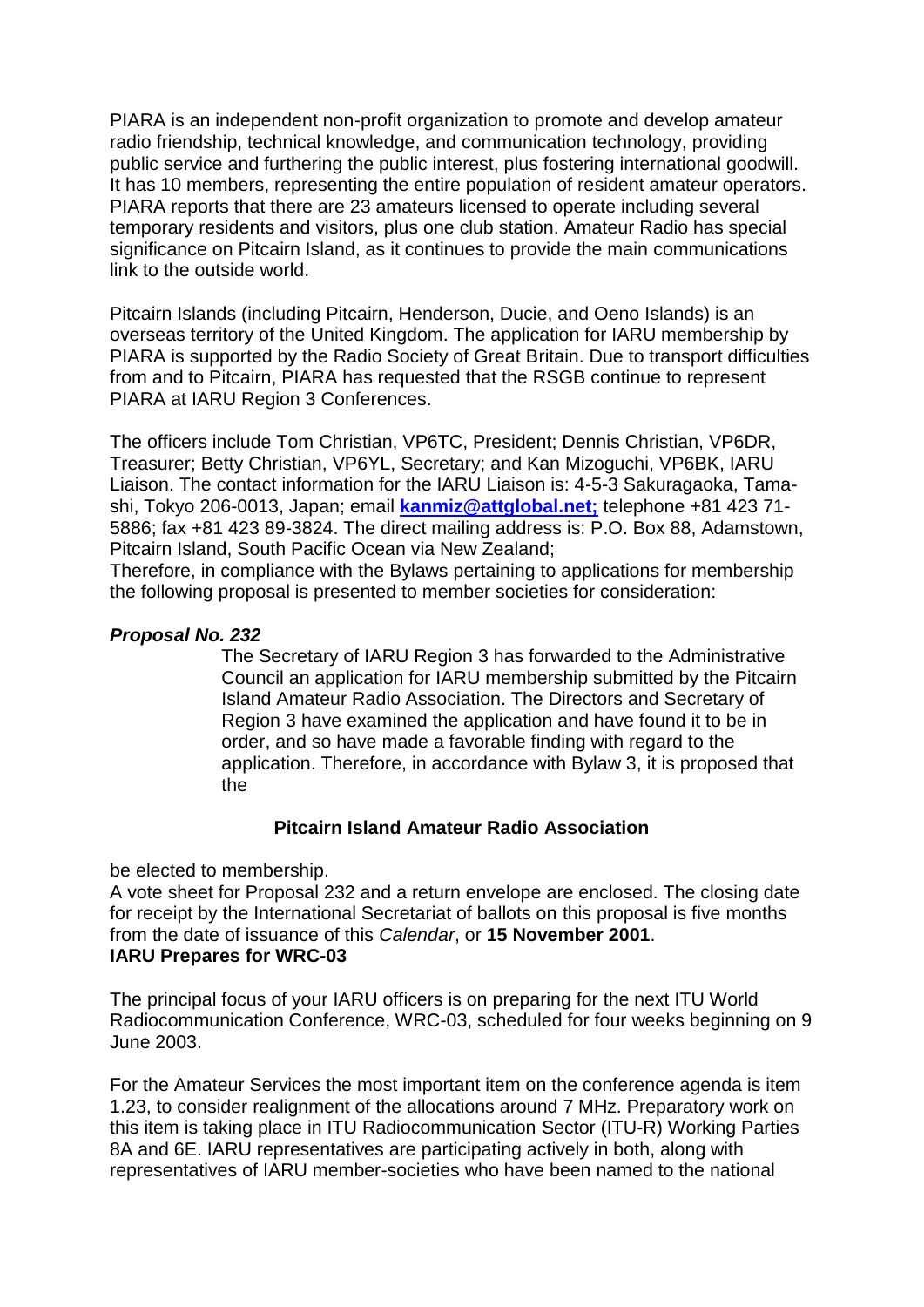PIARA is an independent non-profit organization to promote and develop amateur radio friendship, technical knowledge, and communication technology, providing public service and furthering the public interest, plus fostering international goodwill. It has 10 members, representing the entire population of resident amateur operators. PIARA reports that there are 23 amateurs licensed to operate including several temporary residents and visitors, plus one club station. Amateur Radio has special significance on Pitcairn Island, as it continues to provide the main communications link to the outside world.

Pitcairn Islands (including Pitcairn, Henderson, Ducie, and Oeno Islands) is an overseas territory of the United Kingdom. The application for IARU membership by PIARA is supported by the Radio Society of Great Britain. Due to transport difficulties from and to Pitcairn, PIARA has requested that the RSGB continue to represent PIARA at IARU Region 3 Conferences.

The officers include Tom Christian, VP6TC, President; Dennis Christian, VP6DR, Treasurer; Betty Christian, VP6YL, Secretary; and Kan Mizoguchi, VP6BK, IARU Liaison. The contact information for the IARU Liaison is: 4-5-3 Sakuragaoka, Tama-shi, Tokyo 206-0013, Japan; email **kanmiz@attglobal.net;** telephone +81 423 71-5886; fax +81 423 89-3824. The direct mailing address is: P.O. Box 88, Adamstown, Pitcairn Island, South Pacific Ocean via New Zealand;

Therefore, in compliance with the Bylaws pertaining to applications for membership the following proposal is presented to member societies for consideration:

***Proposal No. 232***

The Secretary of IARU Region 3 has forwarded to the Administrative Council an application for IARU membership submitted by the Pitcairn Island Amateur Radio Association. The Directors and Secretary of Region 3 have examined the application and have found it to be in order, and so have made a favorable finding with regard to the application. Therefore, in accordance with Bylaw 3, it is proposed that the

**Pitcairn Island Amateur Radio Association**

be elected to membership.

A vote sheet for Proposal 232 and a return envelope are enclosed. The closing date for receipt by the International Secretariat of ballots on this proposal is five months from the date of issuance of this *Calendar*, or **15 November 2001**.

**IARU Prepares for WRC-03**

The principal focus of your IARU officers is on preparing for the next ITU World Radiocommunication Conference, WRC-03, scheduled for four weeks beginning on 9 June 2003.

For the Amateur Services the most important item on the conference agenda is item 1.23, to consider realignment of the allocations around 7 MHz. Preparatory work on this item is taking place in ITU Radiocommunication Sector (ITU-R) Working Parties 8A and 6E. IARU representatives are participating actively in both, along with representatives of IARU member-societies who have been named to the national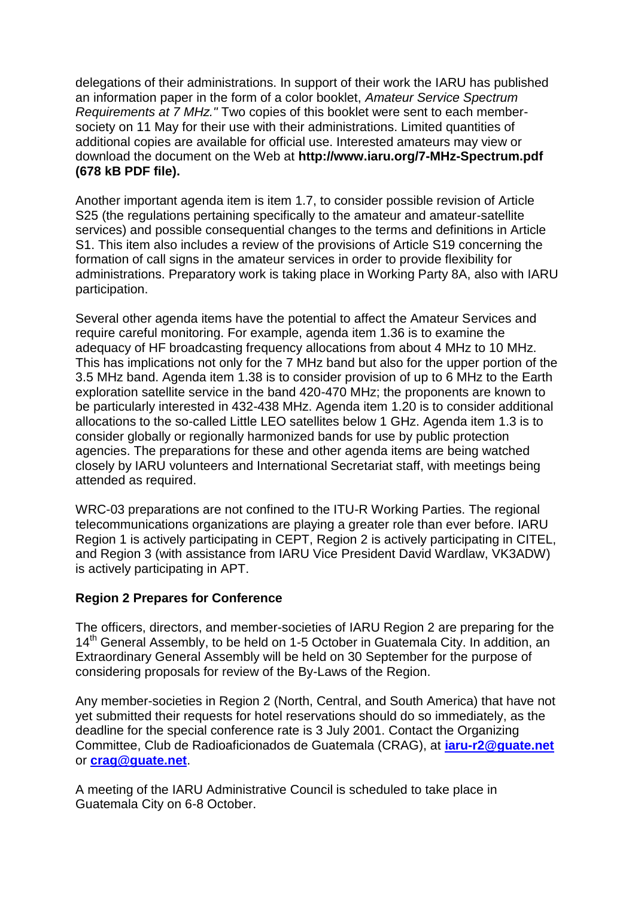delegations of their administrations. In support of their work the IARU has published an information paper in the form of a color booklet, *Amateur Service Spectrum Requirements at 7 MHz."* Two copies of this booklet were sent to each member-society on 11 May for their use with their administrations. Limited quantities of additional copies are available for official use. Interested amateurs may view or download the document on the Web at **http://www.iaru.org/7-MHz-Spectrum.pdf (678 kB PDF file).**

Another important agenda item is item 1.7, to consider possible revision of Article S25 (the regulations pertaining specifically to the amateur and amateur-satellite services) and possible consequential changes to the terms and definitions in Article S1. This item also includes a review of the provisions of Article S19 concerning the formation of call signs in the amateur services in order to provide flexibility for administrations. Preparatory work is taking place in Working Party 8A, also with IARU participation.

Several other agenda items have the potential to affect the Amateur Services and require careful monitoring. For example, agenda item 1.36 is to examine the adequacy of HF broadcasting frequency allocations from about 4 MHz to 10 MHz. This has implications not only for the 7 MHz band but also for the upper portion of the 3.5 MHz band. Agenda item 1.38 is to consider provision of up to 6 MHz to the Earth exploration satellite service in the band 420-470 MHz; the proponents are known to be particularly interested in 432-438 MHz. Agenda item 1.20 is to consider additional allocations to the so-called Little LEO satellites below 1 GHz. Agenda item 1.3 is to consider globally or regionally harmonized bands for use by public protection agencies. The preparations for these and other agenda items are being watched closely by IARU volunteers and International Secretariat staff, with meetings being attended as required.

WRC-03 preparations are not confined to the ITU-R Working Parties. The regional telecommunications organizations are playing a greater role than ever before. IARU Region 1 is actively participating in CEPT, Region 2 is actively participating in CITEL, and Region 3 (with assistance from IARU Vice President David Wardlaw, VK3ADW) is actively participating in APT.

**Region 2 Prepares for Conference**

The officers, directors, and member-societies of IARU Region 2 are preparing for the 14th General Assembly, to be held on 1-5 October in Guatemala City. In addition, an Extraordinary General Assembly will be held on 30 September for the purpose of considering proposals for review of the By-Laws of the Region.

Any member-societies in Region 2 (North, Central, and South America) that have not yet submitted their requests for hotel reservations should do so immediately, as the deadline for the special conference rate is 3 July 2001. Contact the Organizing Committee, Club de Radioaficionados de Guatemala (CRAG), at **iaru-r2@guate.net** or **crag@guate.net**.

A meeting of the IARU Administrative Council is scheduled to take place in Guatemala City on 6-8 October.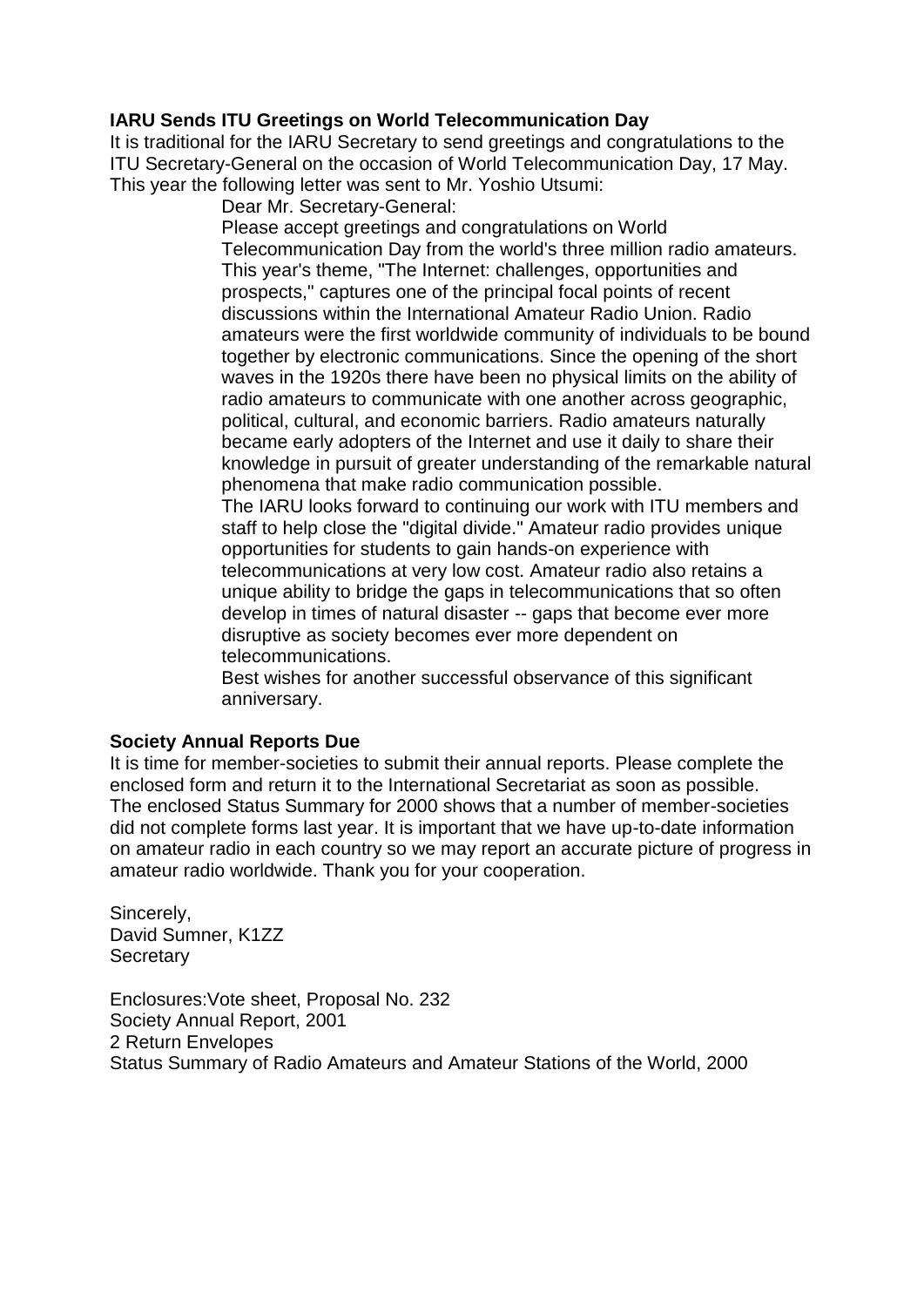**IARU Sends ITU Greetings on World Telecommunication Day**

It is traditional for the IARU Secretary to send greetings and congratulations to the ITU Secretary-General on the occasion of World Telecommunication Day, 17 May. This year the following letter was sent to Mr. Yoshio Utsumi:

> Dear Mr. Secretary-General:
>
> Please accept greetings and congratulations on World Telecommunication Day from the world's three million radio amateurs. This year's theme, "The Internet: challenges, opportunities and prospects," captures one of the principal focal points of recent discussions within the International Amateur Radio Union. Radio amateurs were the first worldwide community of individuals to be bound together by electronic communications. Since the opening of the short waves in the 1920s there have been no physical limits on the ability of radio amateurs to communicate with one another across geographic, political, cultural, and economic barriers. Radio amateurs naturally became early adopters of the Internet and use it daily to share their knowledge in pursuit of greater understanding of the remarkable natural phenomena that make radio communication possible.
>
> The IARU looks forward to continuing our work with ITU members and staff to help close the "digital divide." Amateur radio provides unique opportunities for students to gain hands-on experience with telecommunications at very low cost. Amateur radio also retains a unique ability to bridge the gaps in telecommunications that so often develop in times of natural disaster -- gaps that become ever more disruptive as society becomes ever more dependent on telecommunications.
>
> Best wishes for another successful observance of this significant anniversary.

**Society Annual Reports Due**

It is time for member-societies to submit their annual reports. Please complete the enclosed form and return it to the International Secretariat as soon as possible. The enclosed Status Summary for 2000 shows that a number of member-societies did not complete forms last year. It is important that we have up-to-date information on amateur radio in each country so we may report an accurate picture of progress in amateur radio worldwide. Thank you for your cooperation.

Sincerely,
David Sumner, K1ZZ
Secretary

Enclosures:Vote sheet, Proposal No. 232
Society Annual Report, 2001
2 Return Envelopes
Status Summary of Radio Amateurs and Amateur Stations of the World, 2000